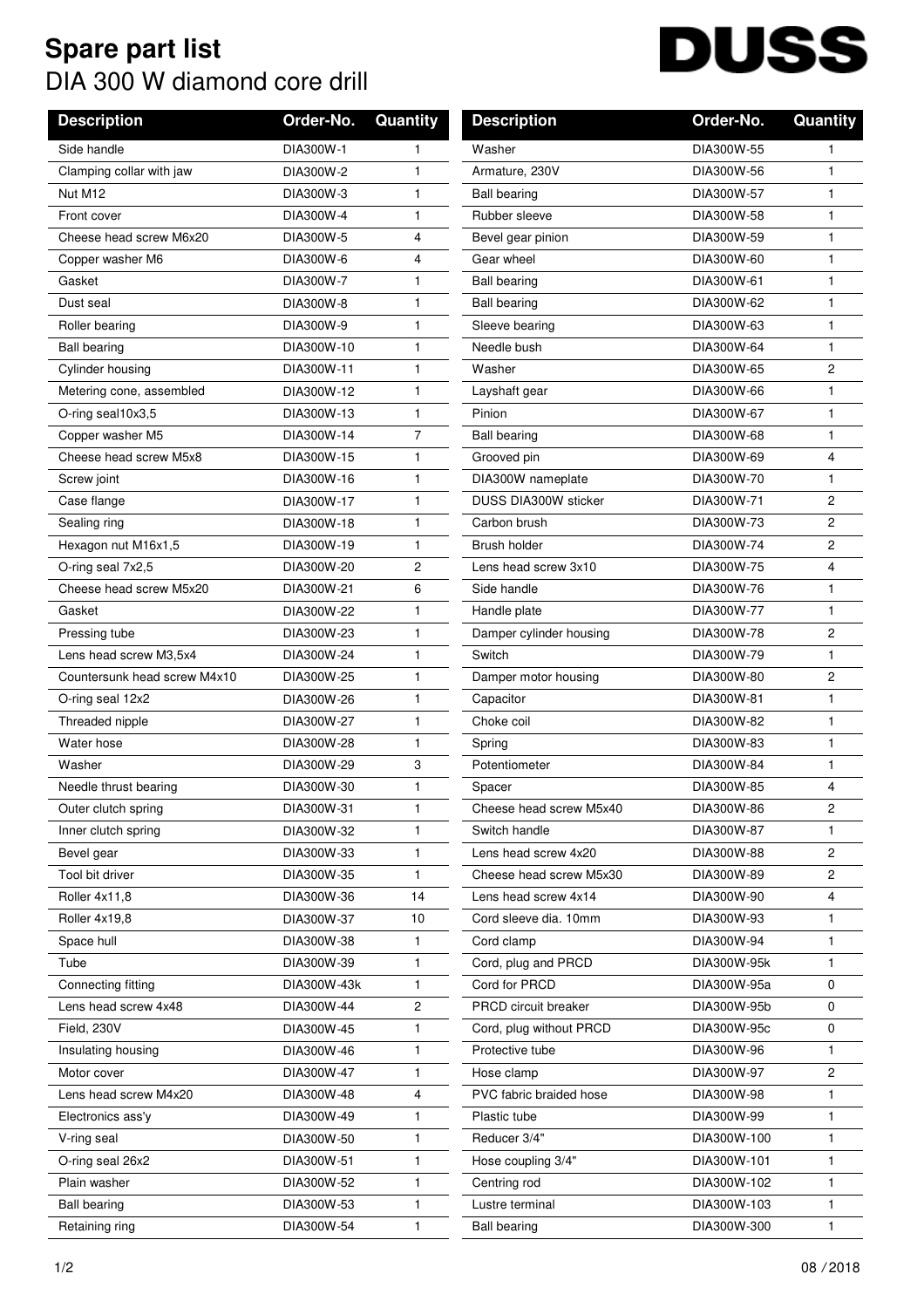# Spare part list

DIA 300 W diamond core drill

DUSS

| Description | Order-No. | Quantity |
|---|---|---|
| Side handle | DIA300W-1 | 1 |
| Clamping collar with jaw | DIA300W-2 | 1 |
| Nut M12 | DIA300W-3 | 1 |
| Front cover | DIA300W-4 | 1 |
| Cheese head screw M6x20 | DIA300W-5 | 4 |
| Copper washer M6 | DIA300W-6 | 4 |
| Gasket | DIA300W-7 | 1 |
| Dust seal | DIA300W-8 | 1 |
| Roller bearing | DIA300W-9 | 1 |
| Ball bearing | DIA300W-10 | 1 |
| Cylinder housing | DIA300W-11 | 1 |
| Metering cone, assembled | DIA300W-12 | 1 |
| O-ring seal10x3,5 | DIA300W-13 | 1 |
| Copper washer M5 | DIA300W-14 | 7 |
| Cheese head screw M5x8 | DIA300W-15 | 1 |
| Screw joint | DIA300W-16 | 1 |
| Case flange | DIA300W-17 | 1 |
| Sealing ring | DIA300W-18 | 1 |
| Hexagon nut M16x1,5 | DIA300W-19 | 1 |
| O-ring seal 7x2,5 | DIA300W-20 | 2 |
| Cheese head screw M5x20 | DIA300W-21 | 6 |
| Gasket | DIA300W-22 | 1 |
| Pressing tube | DIA300W-23 | 1 |
| Lens head screw M3,5x4 | DIA300W-24 | 1 |
| Countersunk head screw M4x10 | DIA300W-25 | 1 |
| O-ring seal 12x2 | DIA300W-26 | 1 |
| Threaded nipple | DIA300W-27 | 1 |
| Water hose | DIA300W-28 | 1 |
| Washer | DIA300W-29 | 3 |
| Needle thrust bearing | DIA300W-30 | 1 |
| Outer clutch spring | DIA300W-31 | 1 |
| Inner clutch spring | DIA300W-32 | 1 |
| Bevel gear | DIA300W-33 | 1 |
| Tool bit driver | DIA300W-35 | 1 |
| Roller 4x11,8 | DIA300W-36 | 14 |
| Roller 4x19,8 | DIA300W-37 | 10 |
| Space hull | DIA300W-38 | 1 |
| Tube | DIA300W-39 | 1 |
| Connecting fitting | DIA300W-43k | 1 |
| Lens head screw 4x48 | DIA300W-44 | 2 |
| Field, 230V | DIA300W-45 | 1 |
| Insulating housing | DIA300W-46 | 1 |
| Motor cover | DIA300W-47 | 1 |
| Lens head screw M4x20 | DIA300W-48 | 4 |
| Electronics ass'y | DIA300W-49 | 1 |
| V-ring seal | DIA300W-50 | 1 |
| O-ring seal 26x2 | DIA300W-51 | 1 |
| Plain washer | DIA300W-52 | 1 |
| Ball bearing | DIA300W-53 | 1 |
| Retaining ring | DIA300W-54 | 1 |
| Washer | DIA300W-55 | 1 |
| Armature, 230V | DIA300W-56 | 1 |
| Ball bearing | DIA300W-57 | 1 |
| Rubber sleeve | DIA300W-58 | 1 |
| Bevel gear pinion | DIA300W-59 | 1 |
| Gear wheel | DIA300W-60 | 1 |
| Ball bearing | DIA300W-61 | 1 |
| Ball bearing | DIA300W-62 | 1 |
| Sleeve bearing | DIA300W-63 | 1 |
| Needle bush | DIA300W-64 | 1 |
| Washer | DIA300W-65 | 2 |
| Layshaft gear | DIA300W-66 | 1 |
| Pinion | DIA300W-67 | 1 |
| Ball bearing | DIA300W-68 | 1 |
| Grooved pin | DIA300W-69 | 4 |
| DIA300W nameplate | DIA300W-70 | 1 |
| DUSS DIA300W sticker | DIA300W-71 | 2 |
| Carbon brush | DIA300W-73 | 2 |
| Brush holder | DIA300W-74 | 2 |
| Lens head screw 3x10 | DIA300W-75 | 4 |
| Side handle | DIA300W-76 | 1 |
| Handle plate | DIA300W-77 | 1 |
| Damper cylinder housing | DIA300W-78 | 2 |
| Switch | DIA300W-79 | 1 |
| Damper motor housing | DIA300W-80 | 2 |
| Capacitor | DIA300W-81 | 1 |
| Choke coil | DIA300W-82 | 1 |
| Spring | DIA300W-83 | 1 |
| Potentiometer | DIA300W-84 | 1 |
| Spacer | DIA300W-85 | 4 |
| Cheese head screw M5x40 | DIA300W-86 | 2 |
| Switch handle | DIA300W-87 | 1 |
| Lens head screw 4x20 | DIA300W-88 | 2 |
| Cheese head screw M5x30 | DIA300W-89 | 2 |
| Lens head screw 4x14 | DIA300W-90 | 4 |
| Cord sleeve dia. 10mm | DIA300W-93 | 1 |
| Cord clamp | DIA300W-94 | 1 |
| Cord, plug and PRCD | DIA300W-95k | 1 |
| Cord for PRCD | DIA300W-95a | 0 |
| PRCD circuit breaker | DIA300W-95b | 0 |
| Cord, plug without PRCD | DIA300W-95c | 0 |
| Protective tube | DIA300W-96 | 1 |
| Hose clamp | DIA300W-97 | 2 |
| PVC fabric braided hose | DIA300W-98 | 1 |
| Plastic tube | DIA300W-99 | 1 |
| Reducer 3/4" | DIA300W-100 | 1 |
| Hose coupling 3/4" | DIA300W-101 | 1 |
| Centring rod | DIA300W-102 | 1 |
| Lustre terminal | DIA300W-103 | 1 |
| Ball bearing | DIA300W-300 | 1 |

08 / 2018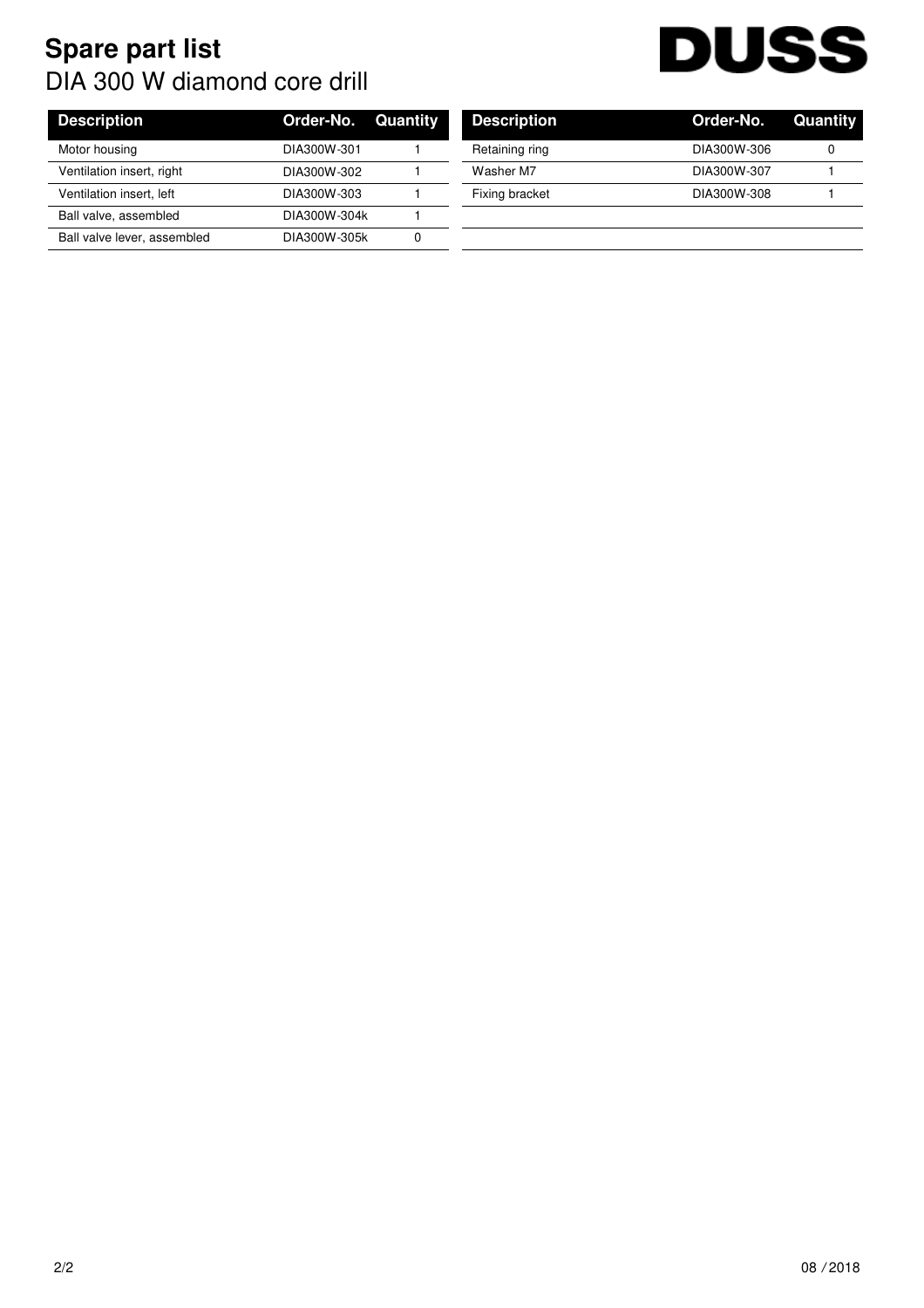# Spare part list

DIA 300 W diamond core drill

DUSS

| Description | Order-No. | Quantity |
|---|---|---|
| Motor housing | DIA300W-301 | 1 |
| Ventilation insert, right | DIA300W-302 | 1 |
| Ventilation insert, left | DIA300W-303 | 1 |
| Ball valve, assembled | DIA300W-304k | 1 |
| Ball valve lever, assembled | DIA300W-305k | 0 |

| Description | Order-No. | Quantity |
|---|---|---|
| Retaining ring | DIA300W-306 | 0 |
| Washer M7 | DIA300W-307 | 1 |
| Fixing bracket | DIA300W-308 | 1 |

08 / 2018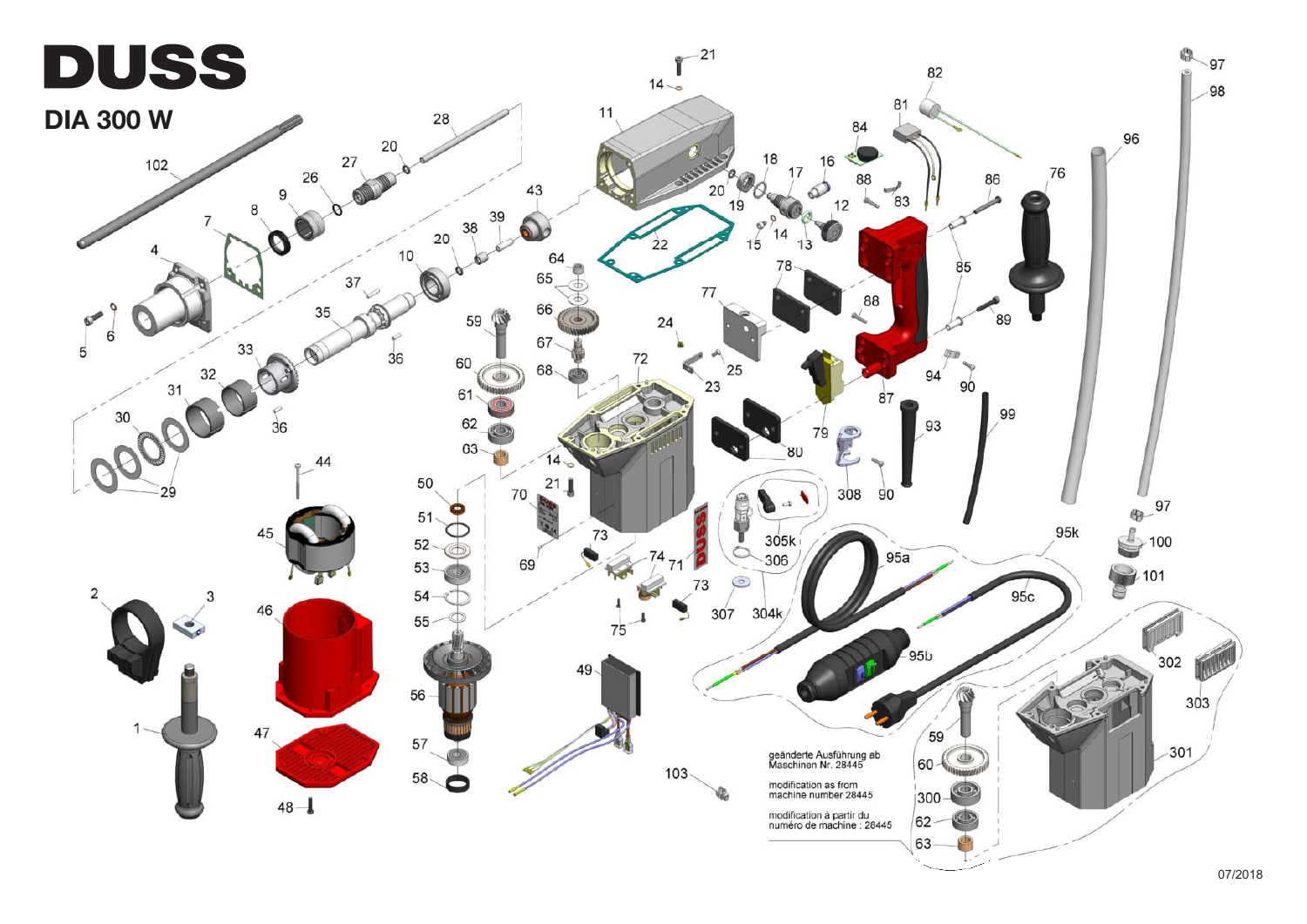# DUSS

## DIA 300 W

geänderte Ausführung ab Maschinen Nr. 28445

modification as from machine number 28445

modification à partir du numéro de machine : 28445

07/2018